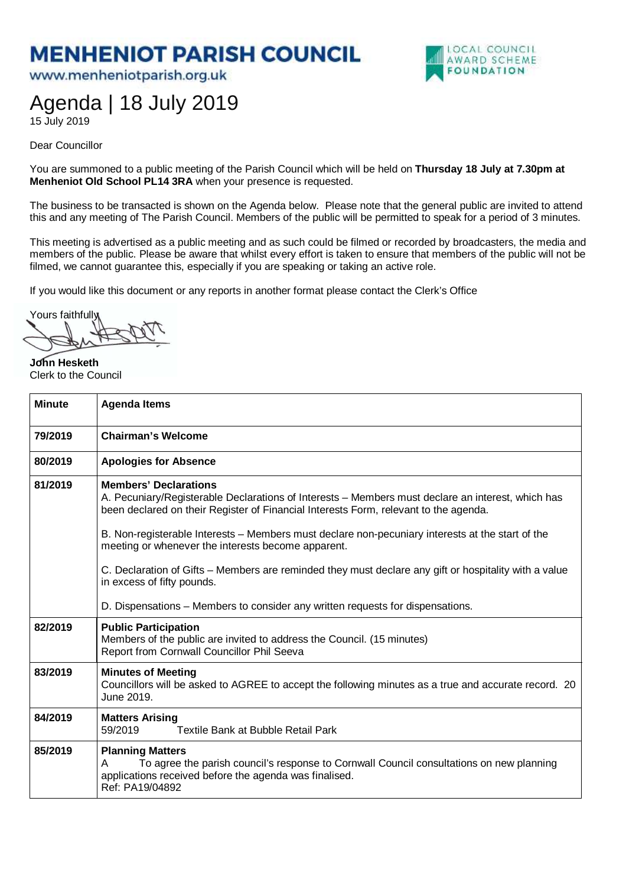# MENHENIOT PARISH COUNCIL

www.menheniotparish.org.uk

LOCAL COUNCIL AWARD SCHEME FOUNDATION

# Agenda | 18 July 2019

15 July 2019

Dear Councillor

You are summoned to a public meeting of the Parish Council which will be held on **Thursday 18 July at 7.30pm at Menheniot Old School PL14 3RA** when your presence is requested.

The business to be transacted is shown on the Agenda below. Please note that the general public are invited to attend this and any meeting of The Parish Council. Members of the public will be permitted to speak for a period of 3 minutes.

This meeting is advertised as a public meeting and as such could be filmed or recorded by broadcasters, the media and members of the public. Please be aware that whilst every effort is taken to ensure that members of the public will not be filmed, we cannot guarantee this, especially if you are speaking or taking an active role.

If you would like this document or any reports in another format please contact the Clerk's Office

Yours faithfully

**John Hesketh**
Clerk to the Council

| Minute | Agenda Items |
|---|---|
| 79/2019 | **Chairman's Welcome** |
| 80/2019 | **Apologies for Absence** |
| 81/2019 | **Members' Declarations**<br>A. Pecuniary/Registerable Declarations of Interests – Members must declare an interest, which has been declared on their Register of Financial Interests Form, relevant to the agenda.<br><br>B. Non-registerable Interests – Members must declare non-pecuniary interests at the start of the meeting or whenever the interests become apparent.<br><br>C. Declaration of Gifts – Members are reminded they must declare any gift or hospitality with a value in excess of fifty pounds.<br><br>D. Dispensations – Members to consider any written requests for dispensations. |
| 82/2019 | **Public Participation**<br>Members of the public are invited to address the Council. (15 minutes)<br>Report from Cornwall Councillor Phil Seeva |
| 83/2019 | **Minutes of Meeting**<br>Councillors will be asked to AGREE to accept the following minutes as a true and accurate record. 20 June 2019. |
| 84/2019 | **Matters Arising**<br>59/2019 Textile Bank at Bubble Retail Park |
| 85/2019 | **Planning Matters**<br>A To agree the parish council's response to Cornwall Council consultations on new planning applications received before the agenda was finalised.<br>Ref: PA19/04892 |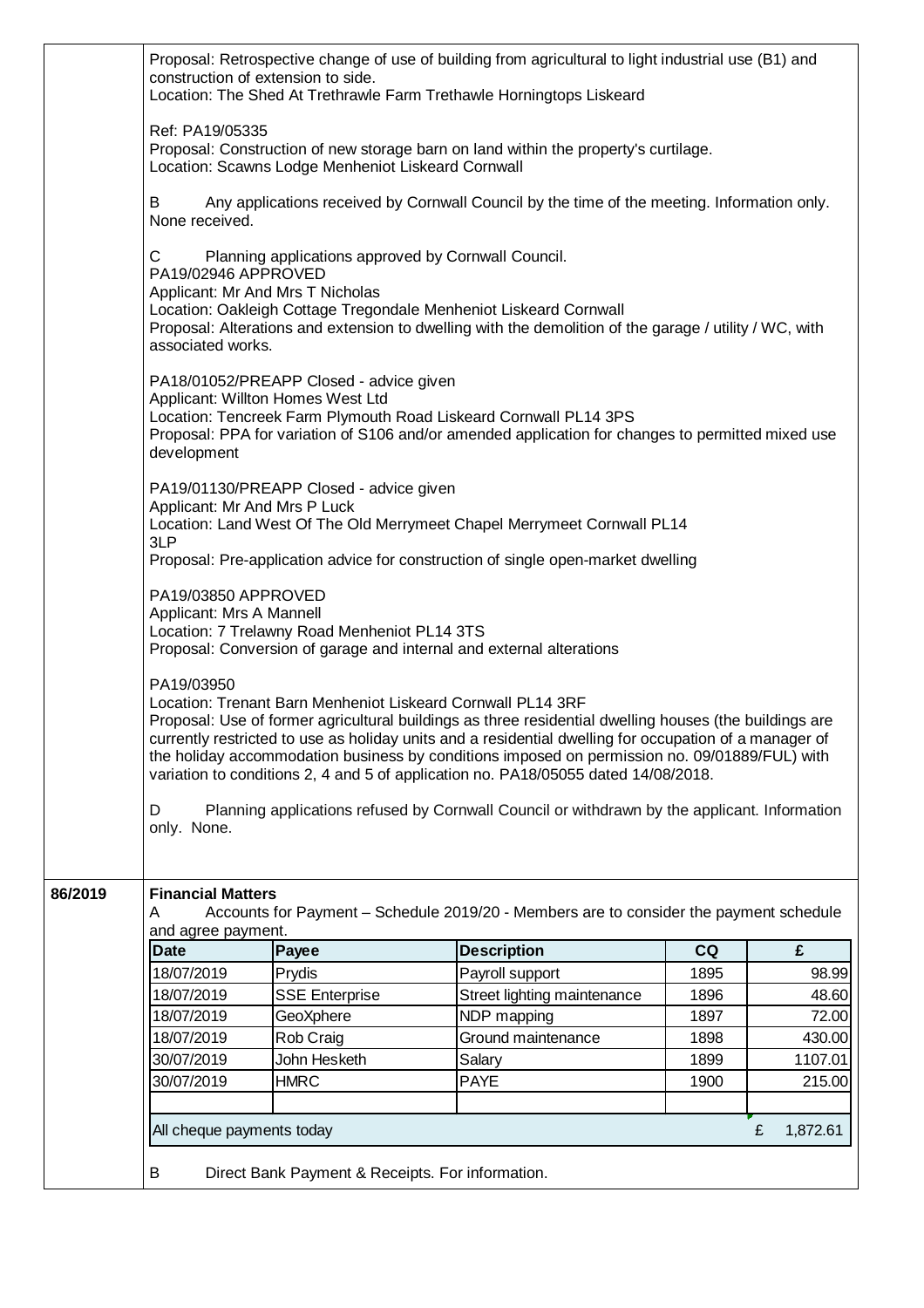Proposal: Retrospective change of use of building from agricultural to light industrial use (B1) and construction of extension to side.
Location: The Shed At Trethrawle Farm Trethawle Horningtops Liskeard

Ref: PA19/05335
Proposal: Construction of new storage barn on land within the property's curtilage.
Location: Scawns Lodge Menheniot Liskeard Cornwall

B Any applications received by Cornwall Council by the time of the meeting. Information only. None received.

C Planning applications approved by Cornwall Council.
PA19/02946 APPROVED
Applicant: Mr And Mrs T Nicholas
Location: Oakleigh Cottage Tregondale Menheniot Liskeard Cornwall
Proposal: Alterations and extension to dwelling with the demolition of the garage / utility / WC, with associated works.

PA18/01052/PREAPP Closed - advice given
Applicant: Willton Homes West Ltd
Location: Tencreek Farm Plymouth Road Liskeard Cornwall PL14 3PS
Proposal: PPA for variation of S106 and/or amended application for changes to permitted mixed use development

PA19/01130/PREAPP Closed - advice given
Applicant: Mr And Mrs P Luck
Location: Land West Of The Old Merrymeet Chapel Merrymeet Cornwall PL14 3LP
Proposal: Pre-application advice for construction of single open-market dwelling

PA19/03850 APPROVED
Applicant: Mrs A Mannell
Location: 7 Trelawny Road Menheniot PL14 3TS
Proposal: Conversion of garage and internal and external alterations

PA19/03950
Location: Trenant Barn Menheniot Liskeard Cornwall PL14 3RF
Proposal: Use of former agricultural buildings as three residential dwelling houses (the buildings are currently restricted to use as holiday units and a residential dwelling for occupation of a manager of the holiday accommodation business by conditions imposed on permission no. 09/01889/FUL) with variation to conditions 2, 4 and 5 of application no. PA18/05055 dated 14/08/2018.

D Planning applications refused by Cornwall Council or withdrawn by the applicant. Information only. None.

**86/2019** **Financial Matters**

A Accounts for Payment – Schedule 2019/20 - Members are to consider the payment schedule and agree payment.

| Date | Payee | Description | CQ | £ |
|---|---|---|---|---|
| 18/07/2019 | Prydis | Payroll support | 1895 | 98.99 |
| 18/07/2019 | SSE Enterprise | Street lighting maintenance | 1896 | 48.60 |
| 18/07/2019 | GeoXphere | NDP mapping | 1897 | 72.00 |
| 18/07/2019 | Rob Craig | Ground maintenance | 1898 | 430.00 |
| 30/07/2019 | John Hesketh | Salary | 1899 | 1107.01 |
| 30/07/2019 | HMRC | PAYE | 1900 | 215.00 |
| | | | | |
| All cheque payments today | | | | £ 1,872.61 |

B Direct Bank Payment & Receipts. For information.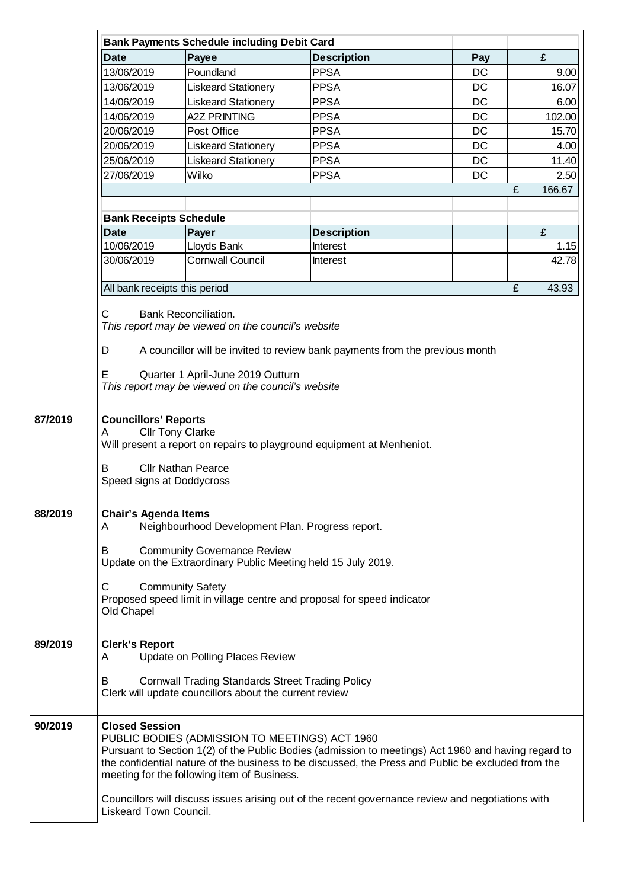**Bank Payments Schedule including Debit Card**

| Date | Payee | Description | Pay | £ |
|---|---|---|---|---|
| 13/06/2019 | Poundland | PPSA | DC | 9.00 |
| 13/06/2019 | Liskeard Stationery | PPSA | DC | 16.07 |
| 14/06/2019 | Liskeard Stationery | PPSA | DC | 6.00 |
| 14/06/2019 | A2Z PRINTING | PPSA | DC | 102.00 |
| 20/06/2019 | Post Office | PPSA | DC | 15.70 |
| 20/06/2019 | Liskeard Stationery | PPSA | DC | 4.00 |
| 25/06/2019 | Liskeard Stationery | PPSA | DC | 11.40 |
| 27/06/2019 | Wilko | PPSA | DC | 2.50 |
| | | | | £ 166.67 |

**Bank Receipts Schedule**

| Date | Payer | Description | | £ |
|---|---|---|---|---|
| 10/06/2019 | Lloyds Bank | Interest | | 1.15 |
| 30/06/2019 | Cornwall Council | Interest | | 42.78 |
| All bank receipts this period | | | | £ 43.93 |

C Bank Reconciliation.
*This report may be viewed on the council's website*

D A councillor will be invited to review bank payments from the previous month

E Quarter 1 April-June 2019 Outturn
*This report may be viewed on the council's website*

**87/2019 Councillors' Reports**

A Cllr Tony Clarke
Will present a report on repairs to playground equipment at Menheniot.

B Cllr Nathan Pearce
Speed signs at Doddycross

**88/2019 Chair's Agenda Items**

A Neighbourhood Development Plan. Progress report.

B Community Governance Review
Update on the Extraordinary Public Meeting held 15 July 2019.

C Community Safety
Proposed speed limit in village centre and proposal for speed indicator
Old Chapel

**89/2019 Clerk's Report**

A Update on Polling Places Review

B Cornwall Trading Standards Street Trading Policy
Clerk will update councillors about the current review

**90/2019 Closed Session**

PUBLIC BODIES (ADMISSION TO MEETINGS) ACT 1960
Pursuant to Section 1(2) of the Public Bodies (admission to meetings) Act 1960 and having regard to the confidential nature of the business to be discussed, the Press and Public be excluded from the meeting for the following item of Business.

Councillors will discuss issues arising out of the recent governance review and negotiations with Liskeard Town Council.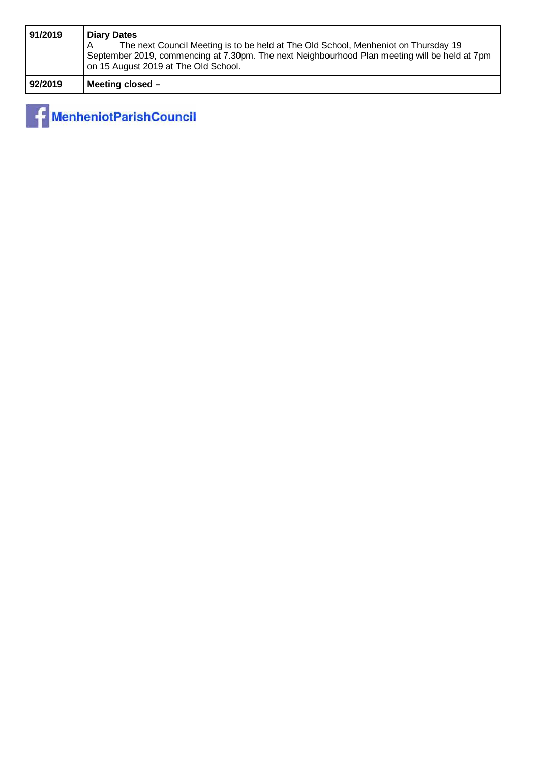| | |
|---|---|
| **91/2019** | **Diary Dates**<br>A The next Council Meeting is to be held at The Old School, Menheniot on Thursday 19 September 2019, commencing at 7.30pm. The next Neighbourhood Plan meeting will be held at 7pm on 15 August 2019 at The Old School. |
| **92/2019** | **Meeting closed –** |

MenheniotParishCouncil